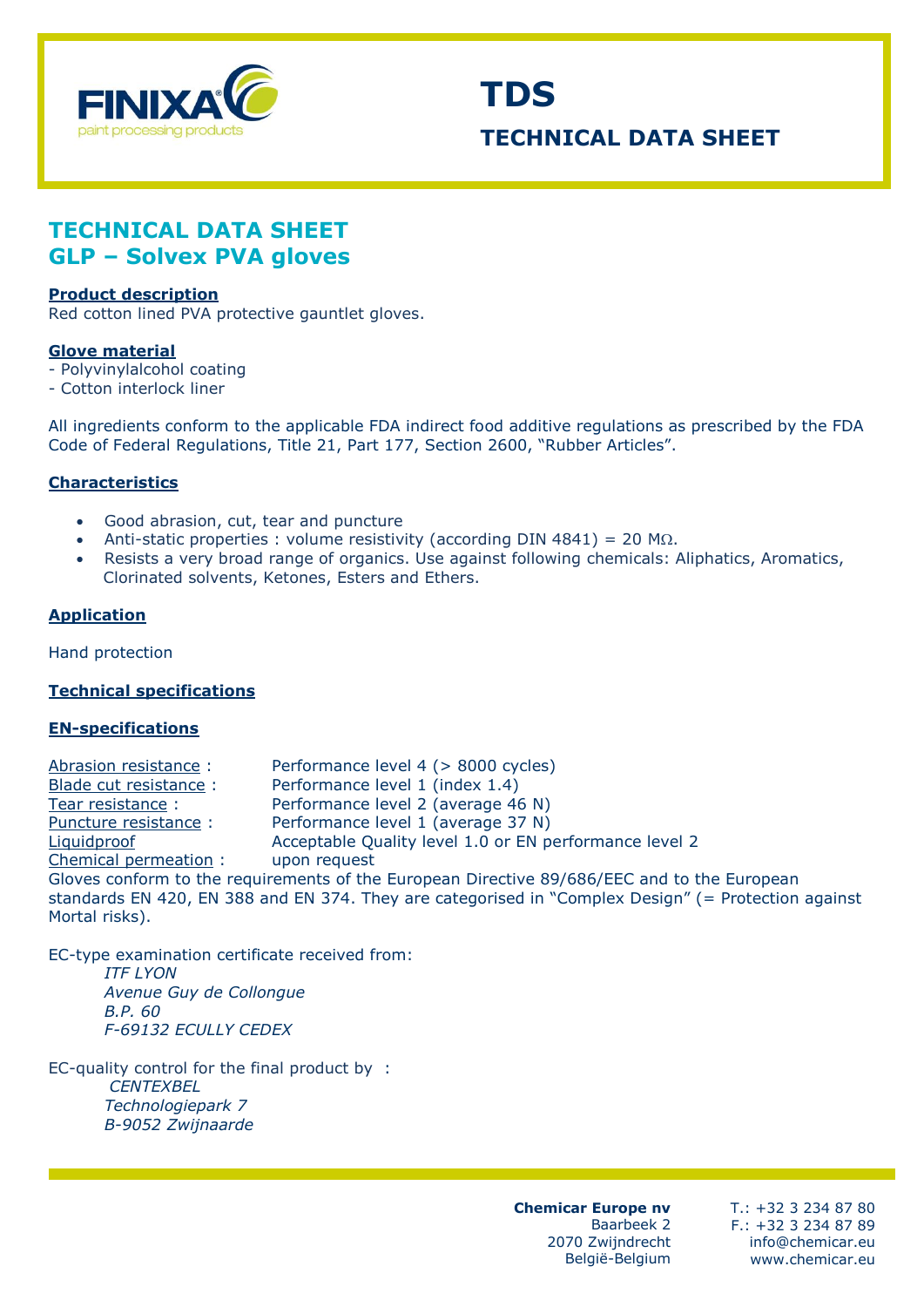# TDS

## TECHNICAL DATA SHEET

# TECHNICAL DATA SHEET
# GLP – Solvex PVA gloves

**Product description**

Red cotton lined PVA protective gauntlet gloves.

**Glove material**

- Polyvinylalcohol coating
- Cotton interlock liner

All ingredients conform to the applicable FDA indirect food additive regulations as prescribed by the FDA Code of Federal Regulations, Title 21, Part 177, Section 2600, "Rubber Articles".

**Characteristics**

- Good abrasion, cut, tear and puncture
- Anti-static properties : volume resistivity (according DIN 4841) = 20 MΩ.
- Resists a very broad range of organics. Use against following chemicals: Aliphatics, Aromatics, Clorinated solvents, Ketones, Esters and Ethers.

**Application**

Hand protection

**Technical specifications**

**EN-specifications**

Abrasion resistance : Performance level 4 (> 8000 cycles)
Blade cut resistance : Performance level 1 (index 1.4)
Tear resistance : Performance level 2 (average 46 N)
Puncture resistance : Performance level 1 (average 37 N)
Liquidproof Acceptable Quality level 1.0 or EN performance level 2
Chemical permeation : upon request

Gloves conform to the requirements of the European Directive 89/686/EEC and to the European standards EN 420, EN 388 and EN 374. They are categorised in "Complex Design" (= Protection against Mortal risks).

EC-type examination certificate received from:

*ITF LYON*
*Avenue Guy de Collongue*
*B.P. 60*
*F-69132 ECULLY CEDEX*

EC-quality control for the final product by :

*CENTEXBEL*
*Technologiepark 7*
*B-9052 Zwijnaarde*

**Chemicar Europe nv**
Baarbeek 2
2070 Zwijndrecht
België-Belgium

T.: +32 3 234 87 80
F.: +32 3 234 87 89
info@chemicar.eu
www.chemicar.eu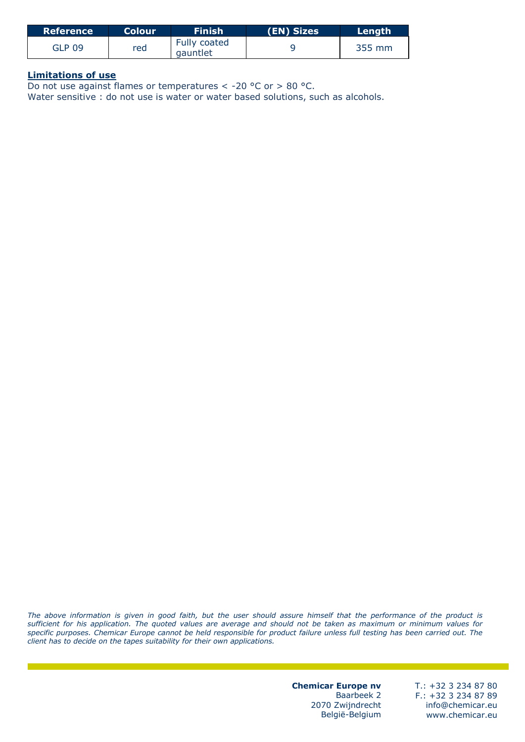| Reference | Colour | Finish | (EN) Sizes | Length |
|---|---|---|---|---|
| GLP 09 | red | Fully coated gauntlet | 9 | 355 mm |

**Limitations of use**

Do not use against flames or temperatures < -20 °C or > 80 °C.
Water sensitive : do not use is water or water based solutions, such as alcohols.

*The above information is given in good faith, but the user should assure himself that the performance of the product is sufficient for his application. The quoted values are average and should not be taken as maximum or minimum values for specific purposes. Chemicar Europe cannot be held responsible for product failure unless full testing has been carried out. The client has to decide on the tapes suitability for their own applications.*

**Chemicar Europe nv**
Baarbeek 2
2070 Zwijndrecht
België-Belgium

T.: +32 3 234 87 80
F.: +32 3 234 87 89
info@chemicar.eu
www.chemicar.eu